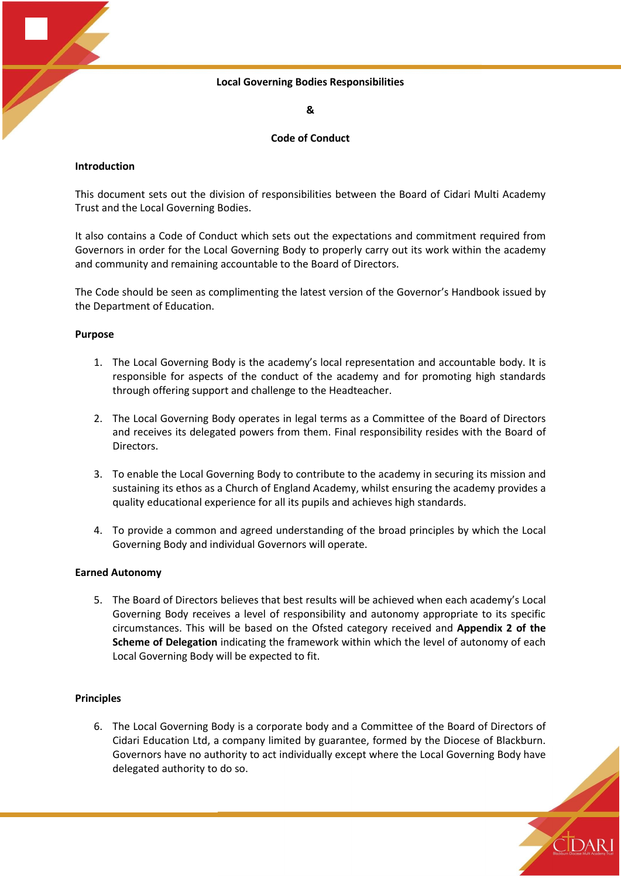# Local Governing Bodies Responsibilities

# &

# Code of Conduct

**Introduction**

This document sets out the division of responsibilities between the Board of Cidari Multi Academy Trust and the Local Governing Bodies.

It also contains a Code of Conduct which sets out the expectations and commitment required from Governors in order for the Local Governing Body to properly carry out its work within the academy and community and remaining accountable to the Board of Directors.

The Code should be seen as complimenting the latest version of the Governor's Handbook issued by the Department of Education.

**Purpose**

1. The Local Governing Body is the academy's local representation and accountable body. It is responsible for aspects of the conduct of the academy and for promoting high standards through offering support and challenge to the Headteacher.

2. The Local Governing Body operates in legal terms as a Committee of the Board of Directors and receives its delegated powers from them. Final responsibility resides with the Board of Directors.

3. To enable the Local Governing Body to contribute to the academy in securing its mission and sustaining its ethos as a Church of England Academy, whilst ensuring the academy provides a quality educational experience for all its pupils and achieves high standards.

4. To provide a common and agreed understanding of the broad principles by which the Local Governing Body and individual Governors will operate.

**Earned Autonomy**

5. The Board of Directors believes that best results will be achieved when each academy's Local Governing Body receives a level of responsibility and autonomy appropriate to its specific circumstances. This will be based on the Ofsted category received and **Appendix 2 of the Scheme of Delegation** indicating the framework within which the level of autonomy of each Local Governing Body will be expected to fit.

**Principles**

6. The Local Governing Body is a corporate body and a Committee of the Board of Directors of Cidari Education Ltd, a company limited by guarantee, formed by the Diocese of Blackburn. Governors have no authority to act individually except where the Local Governing Body have delegated authority to do so.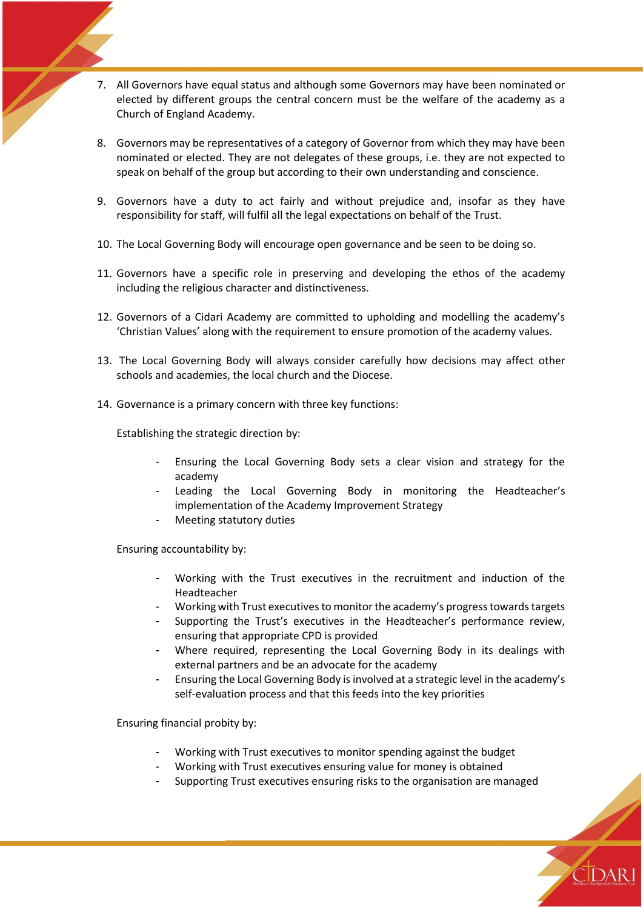7. All Governors have equal status and although some Governors may have been nominated or elected by different groups the central concern must be the welfare of the academy as a Church of England Academy.

8. Governors may be representatives of a category of Governor from which they may have been nominated or elected. They are not delegates of these groups, i.e. they are not expected to speak on behalf of the group but according to their own understanding and conscience.

9. Governors have a duty to act fairly and without prejudice and, insofar as they have responsibility for staff, will fulfil all the legal expectations on behalf of the Trust.

10. The Local Governing Body will encourage open governance and be seen to be doing so.

11. Governors have a specific role in preserving and developing the ethos of the academy including the religious character and distinctiveness.

12. Governors of a Cidari Academy are committed to upholding and modelling the academy's 'Christian Values' along with the requirement to ensure promotion of the academy values.

13. The Local Governing Body will always consider carefully how decisions may affect other schools and academies, the local church and the Diocese.

14. Governance is a primary concern with three key functions:

    Establishing the strategic direction by:

    - Ensuring the Local Governing Body sets a clear vision and strategy for the academy
    - Leading the Local Governing Body in monitoring the Headteacher's implementation of the Academy Improvement Strategy
    - Meeting statutory duties

    Ensuring accountability by:

    - Working with the Trust executives in the recruitment and induction of the Headteacher
    - Working with Trust executives to monitor the academy's progress towards targets
    - Supporting the Trust's executives in the Headteacher's performance review, ensuring that appropriate CPD is provided
    - Where required, representing the Local Governing Body in its dealings with external partners and be an advocate for the academy
    - Ensuring the Local Governing Body is involved at a strategic level in the academy's self-evaluation process and that this feeds into the key priorities

    Ensuring financial probity by:

    - Working with Trust executives to monitor spending against the budget
    - Working with Trust executives ensuring value for money is obtained
    - Supporting Trust executives ensuring risks to the organisation are managed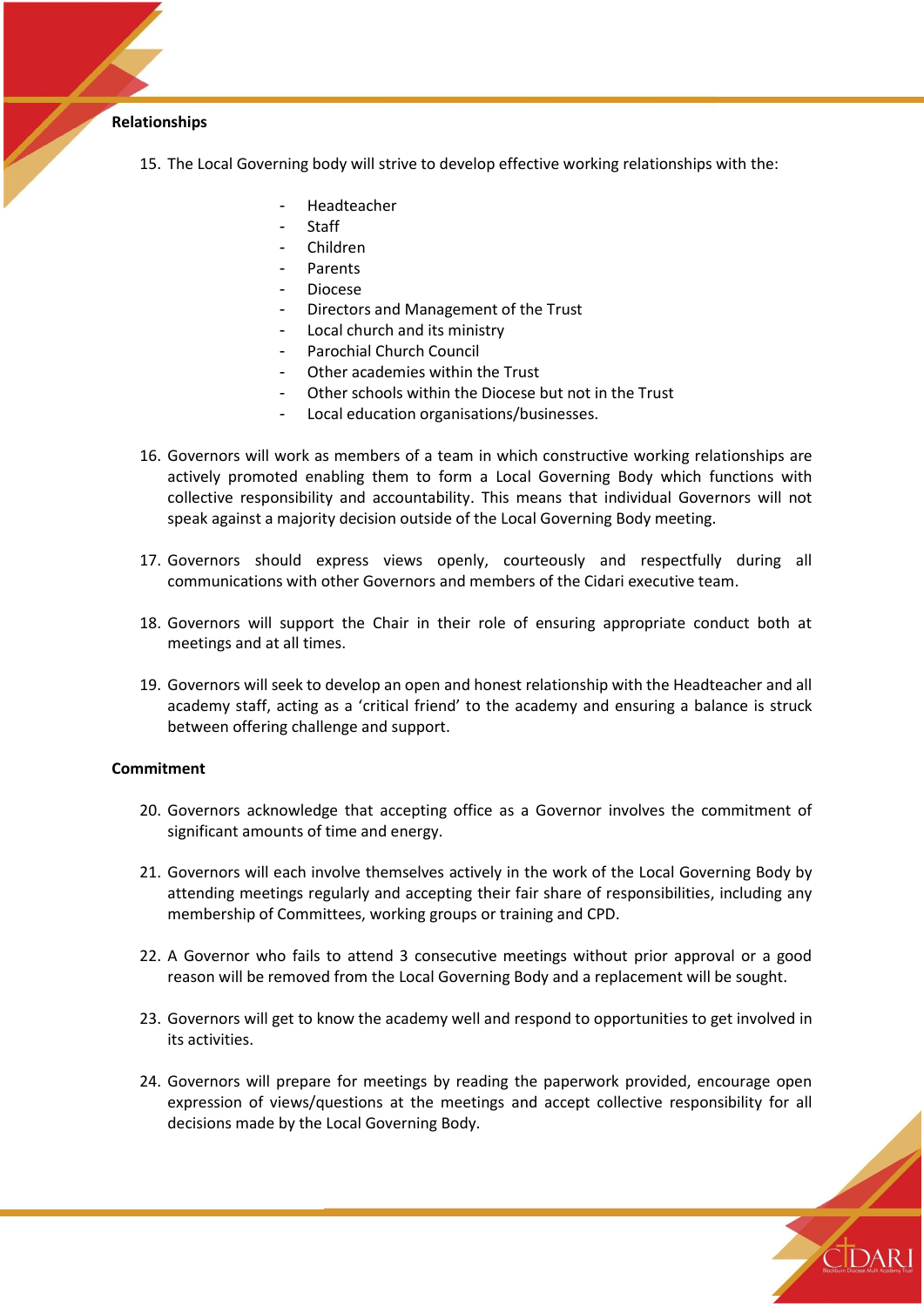**Relationships**

15. The Local Governing body will strive to develop effective working relationships with the:

    - Headteacher
    - Staff
    - Children
    - Parents
    - Diocese
    - Directors and Management of the Trust
    - Local church and its ministry
    - Parochial Church Council
    - Other academies within the Trust
    - Other schools within the Diocese but not in the Trust
    - Local education organisations/businesses.

16. Governors will work as members of a team in which constructive working relationships are actively promoted enabling them to form a Local Governing Body which functions with collective responsibility and accountability. This means that individual Governors will not speak against a majority decision outside of the Local Governing Body meeting.

17. Governors should express views openly, courteously and respectfully during all communications with other Governors and members of the Cidari executive team.

18. Governors will support the Chair in their role of ensuring appropriate conduct both at meetings and at all times.

19. Governors will seek to develop an open and honest relationship with the Headteacher and all academy staff, acting as a 'critical friend' to the academy and ensuring a balance is struck between offering challenge and support.

**Commitment**

20. Governors acknowledge that accepting office as a Governor involves the commitment of significant amounts of time and energy.

21. Governors will each involve themselves actively in the work of the Local Governing Body by attending meetings regularly and accepting their fair share of responsibilities, including any membership of Committees, working groups or training and CPD.

22. A Governor who fails to attend 3 consecutive meetings without prior approval or a good reason will be removed from the Local Governing Body and a replacement will be sought.

23. Governors will get to know the academy well and respond to opportunities to get involved in its activities.

24. Governors will prepare for meetings by reading the paperwork provided, encourage open expression of views/questions at the meetings and accept collective responsibility for all decisions made by the Local Governing Body.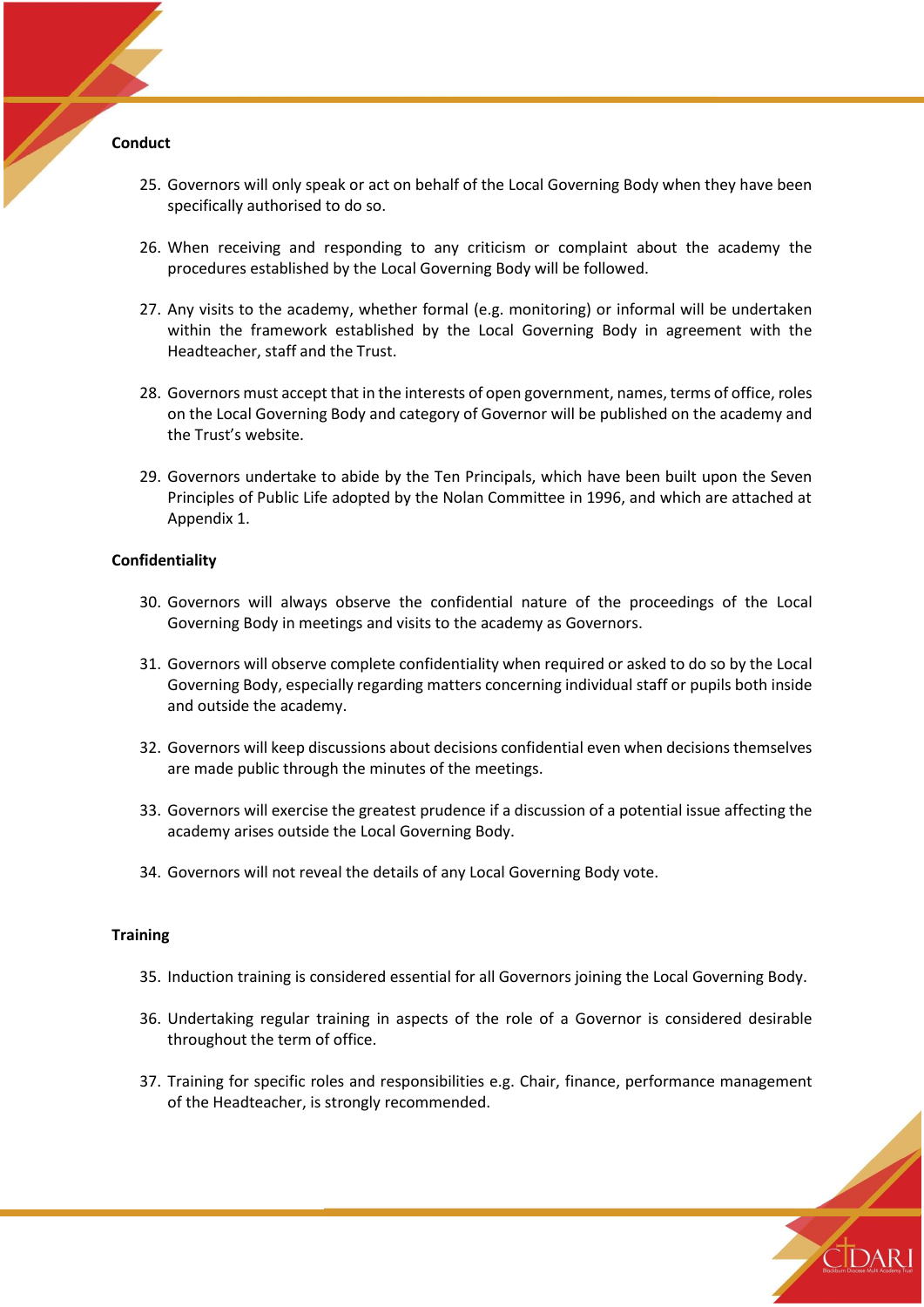**Conduct**

25. Governors will only speak or act on behalf of the Local Governing Body when they have been specifically authorised to do so.

26. When receiving and responding to any criticism or complaint about the academy the procedures established by the Local Governing Body will be followed.

27. Any visits to the academy, whether formal (e.g. monitoring) or informal will be undertaken within the framework established by the Local Governing Body in agreement with the Headteacher, staff and the Trust.

28. Governors must accept that in the interests of open government, names, terms of office, roles on the Local Governing Body and category of Governor will be published on the academy and the Trust's website.

29. Governors undertake to abide by the Ten Principals, which have been built upon the Seven Principles of Public Life adopted by the Nolan Committee in 1996, and which are attached at Appendix 1.

**Confidentiality**

30. Governors will always observe the confidential nature of the proceedings of the Local Governing Body in meetings and visits to the academy as Governors.

31. Governors will observe complete confidentiality when required or asked to do so by the Local Governing Body, especially regarding matters concerning individual staff or pupils both inside and outside the academy.

32. Governors will keep discussions about decisions confidential even when decisions themselves are made public through the minutes of the meetings.

33. Governors will exercise the greatest prudence if a discussion of a potential issue affecting the academy arises outside the Local Governing Body.

34. Governors will not reveal the details of any Local Governing Body vote.

**Training**

35. Induction training is considered essential for all Governors joining the Local Governing Body.

36. Undertaking regular training in aspects of the role of a Governor is considered desirable throughout the term of office.

37. Training for specific roles and responsibilities e.g. Chair, finance, performance management of the Headteacher, is strongly recommended.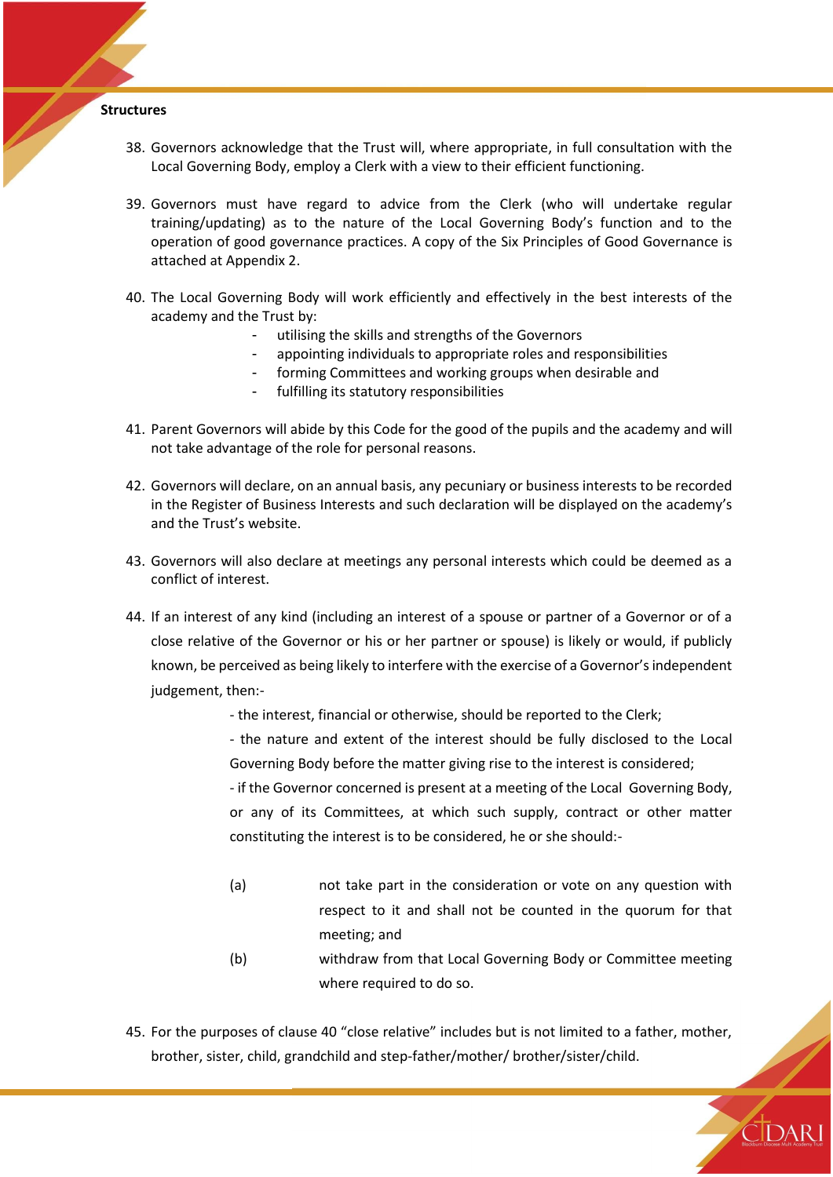**Structures**

38. Governors acknowledge that the Trust will, where appropriate, in full consultation with the Local Governing Body, employ a Clerk with a view to their efficient functioning.

39. Governors must have regard to advice from the Clerk (who will undertake regular training/updating) as to the nature of the Local Governing Body's function and to the operation of good governance practices. A copy of the Six Principles of Good Governance is attached at Appendix 2.

40. The Local Governing Body will work efficiently and effectively in the best interests of the academy and the Trust by:
    - utilising the skills and strengths of the Governors
    - appointing individuals to appropriate roles and responsibilities
    - forming Committees and working groups when desirable and
    - fulfilling its statutory responsibilities

41. Parent Governors will abide by this Code for the good of the pupils and the academy and will not take advantage of the role for personal reasons.

42. Governors will declare, on an annual basis, any pecuniary or business interests to be recorded in the Register of Business Interests and such declaration will be displayed on the academy's and the Trust's website.

43. Governors will also declare at meetings any personal interests which could be deemed as a conflict of interest.

44. If an interest of any kind (including an interest of a spouse or partner of a Governor or of a close relative of the Governor or his or her partner or spouse) is likely or would, if publicly known, be perceived as being likely to interfere with the exercise of a Governor's independent judgement, then:-

    - the interest, financial or otherwise, should be reported to the Clerk;

    - the nature and extent of the interest should be fully disclosed to the Local Governing Body before the matter giving rise to the interest is considered;

    - if the Governor concerned is present at a meeting of the Local Governing Body, or any of its Committees, at which such supply, contract or other matter constituting the interest is to be considered, he or she should:-

    (a) not take part in the consideration or vote on any question with respect to it and shall not be counted in the quorum for that meeting; and

    (b) withdraw from that Local Governing Body or Committee meeting where required to do so.

45. For the purposes of clause 40 "close relative" includes but is not limited to a father, mother, brother, sister, child, grandchild and step-father/mother/ brother/sister/child.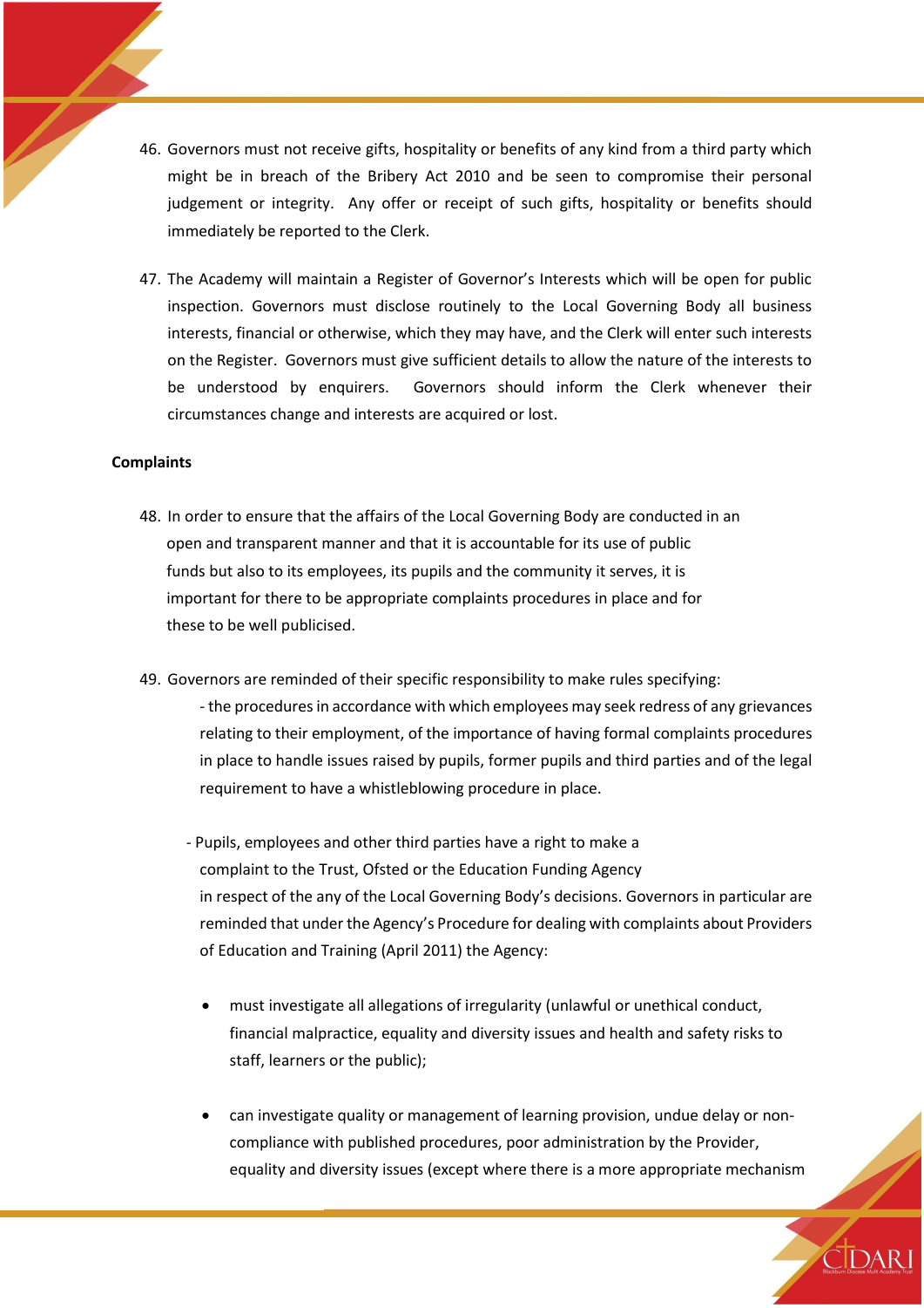46. Governors must not receive gifts, hospitality or benefits of any kind from a third party which might be in breach of the Bribery Act 2010 and be seen to compromise their personal judgement or integrity. Any offer or receipt of such gifts, hospitality or benefits should immediately be reported to the Clerk.

47. The Academy will maintain a Register of Governor's Interests which will be open for public inspection. Governors must disclose routinely to the Local Governing Body all business interests, financial or otherwise, which they may have, and the Clerk will enter such interests on the Register. Governors must give sufficient details to allow the nature of the interests to be understood by enquirers. Governors should inform the Clerk whenever their circumstances change and interests are acquired or lost.

**Complaints**

48. In order to ensure that the affairs of the Local Governing Body are conducted in an open and transparent manner and that it is accountable for its use of public funds but also to its employees, its pupils and the community it serves, it is important for there to be appropriate complaints procedures in place and for these to be well publicised.

49. Governors are reminded of their specific responsibility to make rules specifying:

    - the procedures in accordance with which employees may seek redress of any grievances relating to their employment, of the importance of having formal complaints procedures in place to handle issues raised by pupils, former pupils and third parties and of the legal requirement to have a whistleblowing procedure in place.

    - Pupils, employees and other third parties have a right to make a complaint to the Trust, Ofsted or the Education Funding Agency in respect of the any of the Local Governing Body's decisions. Governors in particular are reminded that under the Agency's Procedure for dealing with complaints about Providers of Education and Training (April 2011) the Agency:

        - must investigate all allegations of irregularity (unlawful or unethical conduct, financial malpractice, equality and diversity issues and health and safety risks to staff, learners or the public);

        - can investigate quality or management of learning provision, undue delay or non-compliance with published procedures, poor administration by the Provider, equality and diversity issues (except where there is a more appropriate mechanism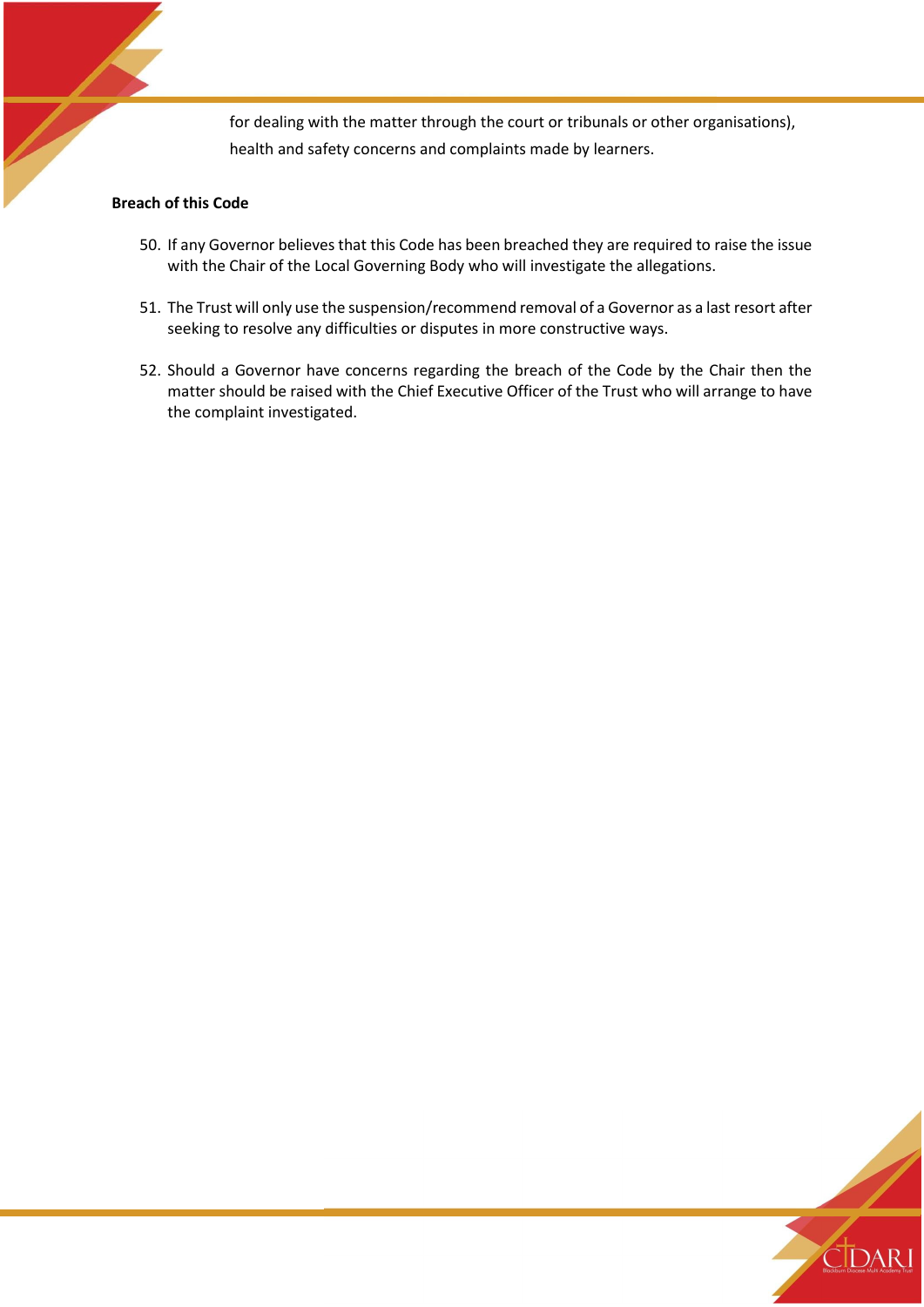for dealing with the matter through the court or tribunals or other organisations), health and safety concerns and complaints made by learners.

**Breach of this Code**

50. If any Governor believes that this Code has been breached they are required to raise the issue with the Chair of the Local Governing Body who will investigate the allegations.

51. The Trust will only use the suspension/recommend removal of a Governor as a last resort after seeking to resolve any difficulties or disputes in more constructive ways.

52. Should a Governor have concerns regarding the breach of the Code by the Chair then the matter should be raised with the Chief Executive Officer of the Trust who will arrange to have the complaint investigated.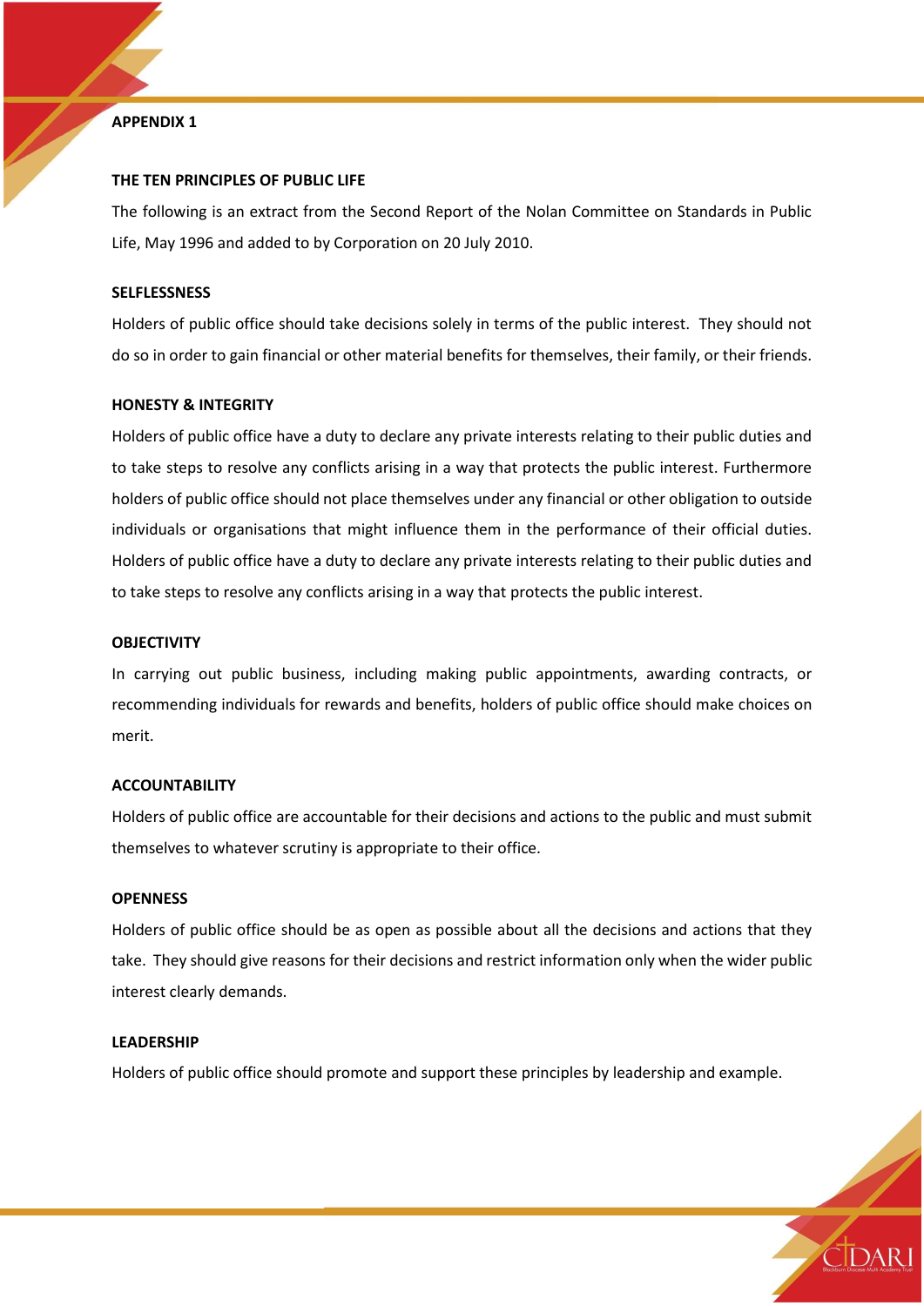## APPENDIX 1

### THE TEN PRINCIPLES OF PUBLIC LIFE

The following is an extract from the Second Report of the Nolan Committee on Standards in Public Life, May 1996 and added to by Corporation on 20 July 2010.

#### SELFLESSNESS

Holders of public office should take decisions solely in terms of the public interest. They should not do so in order to gain financial or other material benefits for themselves, their family, or their friends.

#### HONESTY & INTEGRITY

Holders of public office have a duty to declare any private interests relating to their public duties and to take steps to resolve any conflicts arising in a way that protects the public interest. Furthermore holders of public office should not place themselves under any financial or other obligation to outside individuals or organisations that might influence them in the performance of their official duties. Holders of public office have a duty to declare any private interests relating to their public duties and to take steps to resolve any conflicts arising in a way that protects the public interest.

#### OBJECTIVITY

In carrying out public business, including making public appointments, awarding contracts, or recommending individuals for rewards and benefits, holders of public office should make choices on merit.

#### ACCOUNTABILITY

Holders of public office are accountable for their decisions and actions to the public and must submit themselves to whatever scrutiny is appropriate to their office.

#### OPENNESS

Holders of public office should be as open as possible about all the decisions and actions that they take. They should give reasons for their decisions and restrict information only when the wider public interest clearly demands.

#### LEADERSHIP

Holders of public office should promote and support these principles by leadership and example.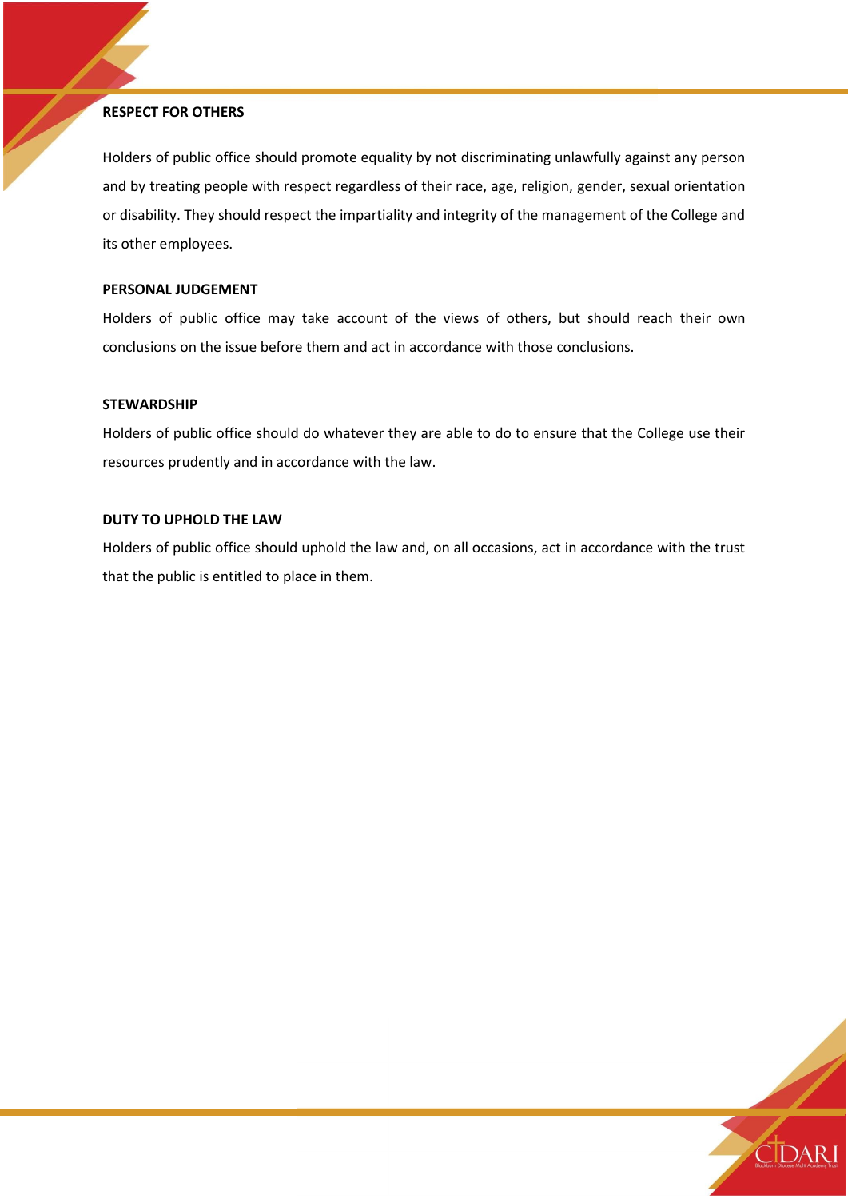**RESPECT FOR OTHERS**

Holders of public office should promote equality by not discriminating unlawfully against any person and by treating people with respect regardless of their race, age, religion, gender, sexual orientation or disability. They should respect the impartiality and integrity of the management of the College and its other employees.

**PERSONAL JUDGEMENT**

Holders of public office may take account of the views of others, but should reach their own conclusions on the issue before them and act in accordance with those conclusions.

**STEWARDSHIP**

Holders of public office should do whatever they are able to do to ensure that the College use their resources prudently and in accordance with the law.

**DUTY TO UPHOLD THE LAW**

Holders of public office should uphold the law and, on all occasions, act in accordance with the trust that the public is entitled to place in them.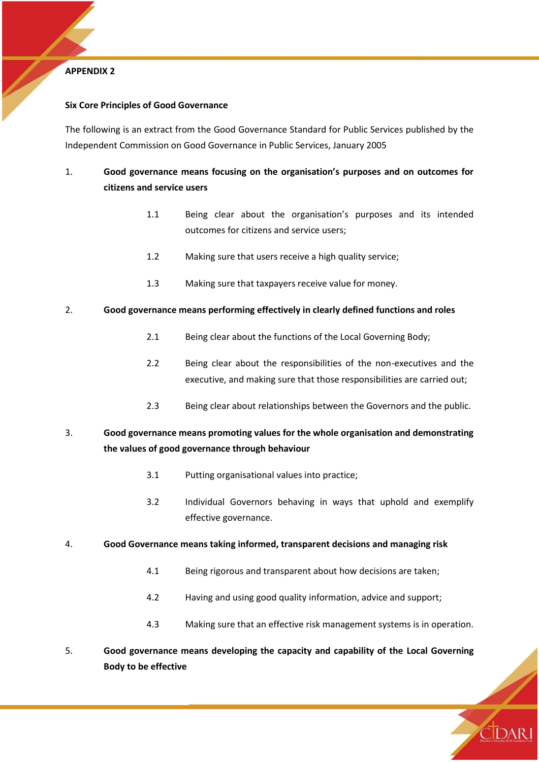**APPENDIX 2**

**Six Core Principles of Good Governance**

The following is an extract from the Good Governance Standard for Public Services published by the Independent Commission on Good Governance in Public Services, January 2005

1. **Good governance means focusing on the organisation's purposes and on outcomes for citizens and service users**

    1.1 Being clear about the organisation's purposes and its intended outcomes for citizens and service users;

    1.2 Making sure that users receive a high quality service;

    1.3 Making sure that taxpayers receive value for money.

2. **Good governance means performing effectively in clearly defined functions and roles**

    2.1 Being clear about the functions of the Local Governing Body;

    2.2 Being clear about the responsibilities of the non-executives and the executive, and making sure that those responsibilities are carried out;

    2.3 Being clear about relationships between the Governors and the public.

3. **Good governance means promoting values for the whole organisation and demonstrating the values of good governance through behaviour**

    3.1 Putting organisational values into practice;

    3.2 Individual Governors behaving in ways that uphold and exemplify effective governance.

4. **Good Governance means taking informed, transparent decisions and managing risk**

    4.1 Being rigorous and transparent about how decisions are taken;

    4.2 Having and using good quality information, advice and support;

    4.3 Making sure that an effective risk management systems is in operation.

5. **Good governance means developing the capacity and capability of the Local Governing Body to be effective**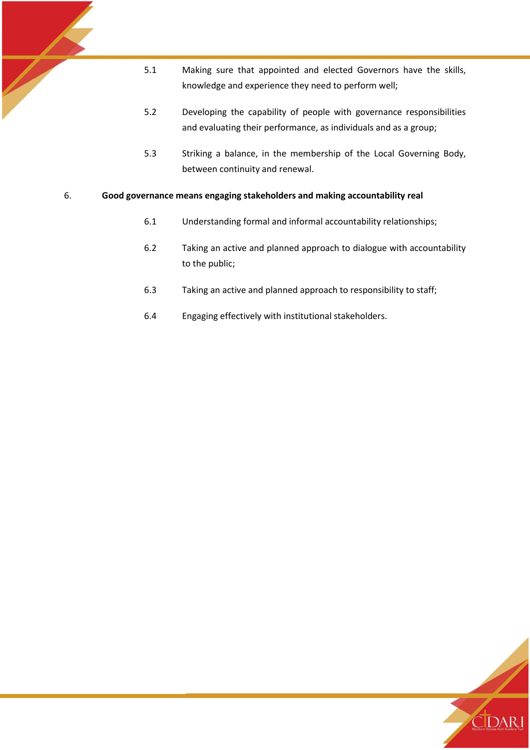5.1 Making sure that appointed and elected Governors have the skills, knowledge and experience they need to perform well;

5.2 Developing the capability of people with governance responsibilities and evaluating their performance, as individuals and as a group;

5.3 Striking a balance, in the membership of the Local Governing Body, between continuity and renewal.

6. **Good governance means engaging stakeholders and making accountability real**

6.1 Understanding formal and informal accountability relationships;

6.2 Taking an active and planned approach to dialogue with accountability to the public;

6.3 Taking an active and planned approach to responsibility to staff;

6.4 Engaging effectively with institutional stakeholders.